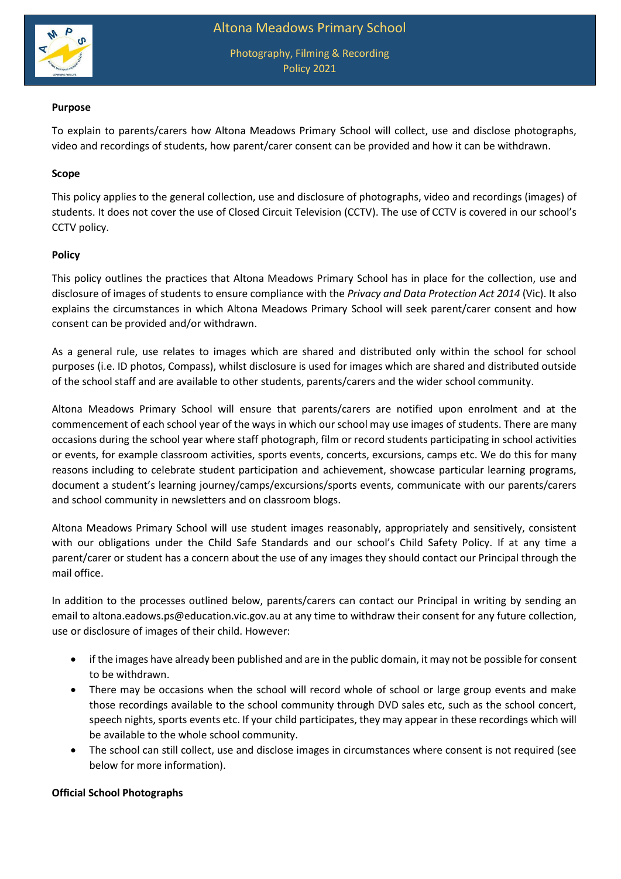# Altona Meadows Primary School

## Photography, Filming & Recording Policy 2021

**Purpose**

To explain to parents/carers how Altona Meadows Primary School will collect, use and disclose photographs, video and recordings of students, how parent/carer consent can be provided and how it can be withdrawn.

**Scope**

This policy applies to the general collection, use and disclosure of photographs, video and recordings (images) of students. It does not cover the use of Closed Circuit Television (CCTV). The use of CCTV is covered in our school's CCTV policy.

**Policy**

This policy outlines the practices that Altona Meadows Primary School has in place for the collection, use and disclosure of images of students to ensure compliance with the *Privacy and Data Protection Act 2014* (Vic). It also explains the circumstances in which Altona Meadows Primary School will seek parent/carer consent and how consent can be provided and/or withdrawn.

As a general rule, use relates to images which are shared and distributed only within the school for school purposes (i.e. ID photos, Compass), whilst disclosure is used for images which are shared and distributed outside of the school staff and are available to other students, parents/carers and the wider school community.

Altona Meadows Primary School will ensure that parents/carers are notified upon enrolment and at the commencement of each school year of the ways in which our school may use images of students. There are many occasions during the school year where staff photograph, film or record students participating in school activities or events, for example classroom activities, sports events, concerts, excursions, camps etc. We do this for many reasons including to celebrate student participation and achievement, showcase particular learning programs, document a student's learning journey/camps/excursions/sports events, communicate with our parents/carers and school community in newsletters and on classroom blogs.

Altona Meadows Primary School will use student images reasonably, appropriately and sensitively, consistent with our obligations under the Child Safe Standards and our school's Child Safety Policy. If at any time a parent/carer or student has a concern about the use of any images they should contact our Principal through the mail office.

In addition to the processes outlined below, parents/carers can contact our Principal in writing by sending an email to altona.eadows.ps@education.vic.gov.au at any time to withdraw their consent for any future collection, use or disclosure of images of their child. However:

- if the images have already been published and are in the public domain, it may not be possible for consent to be withdrawn.
- There may be occasions when the school will record whole of school or large group events and make those recordings available to the school community through DVD sales etc, such as the school concert, speech nights, sports events etc. If your child participates, they may appear in these recordings which will be available to the whole school community.
- The school can still collect, use and disclose images in circumstances where consent is not required (see below for more information).

**Official School Photographs**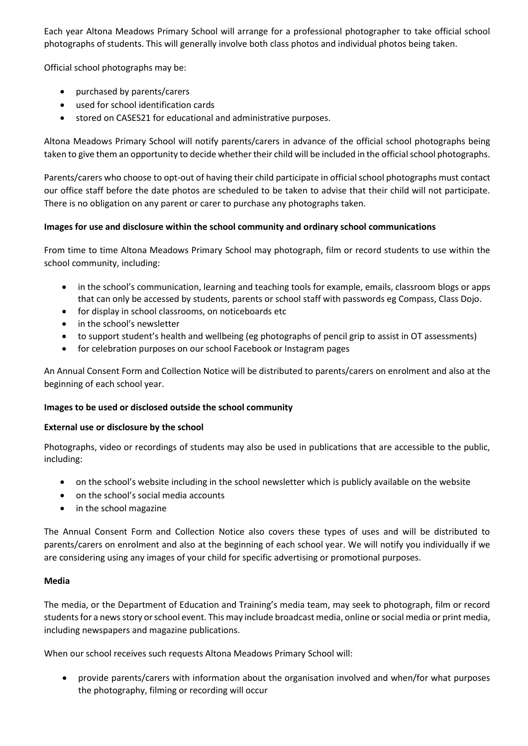Each year Altona Meadows Primary School will arrange for a professional photographer to take official school photographs of students. This will generally involve both class photos and individual photos being taken.

Official school photographs may be:

- purchased by parents/carers
- used for school identification cards
- stored on CASES21 for educational and administrative purposes.

Altona Meadows Primary School will notify parents/carers in advance of the official school photographs being taken to give them an opportunity to decide whether their child will be included in the official school photographs.

Parents/carers who choose to opt-out of having their child participate in official school photographs must contact our office staff before the date photos are scheduled to be taken to advise that their child will not participate. There is no obligation on any parent or carer to purchase any photographs taken.

**Images for use and disclosure within the school community and ordinary school communications**

From time to time Altona Meadows Primary School may photograph, film or record students to use within the school community, including:

- in the school's communication, learning and teaching tools for example, emails, classroom blogs or apps that can only be accessed by students, parents or school staff with passwords eg Compass, Class Dojo.
- for display in school classrooms, on noticeboards etc
- in the school's newsletter
- to support student's health and wellbeing (eg photographs of pencil grip to assist in OT assessments)
- for celebration purposes on our school Facebook or Instagram pages

An Annual Consent Form and Collection Notice will be distributed to parents/carers on enrolment and also at the beginning of each school year.

**Images to be used or disclosed outside the school community**

**External use or disclosure by the school**

Photographs, video or recordings of students may also be used in publications that are accessible to the public, including:

- on the school's website including in the school newsletter which is publicly available on the website
- on the school's social media accounts
- in the school magazine

The Annual Consent Form and Collection Notice also covers these types of uses and will be distributed to parents/carers on enrolment and also at the beginning of each school year. We will notify you individually if we are considering using any images of your child for specific advertising or promotional purposes.

**Media**

The media, or the Department of Education and Training's media team, may seek to photograph, film or record students for a news story or school event. This may include broadcast media, online or social media or print media, including newspapers and magazine publications.

When our school receives such requests Altona Meadows Primary School will:

- provide parents/carers with information about the organisation involved and when/for what purposes the photography, filming or recording will occur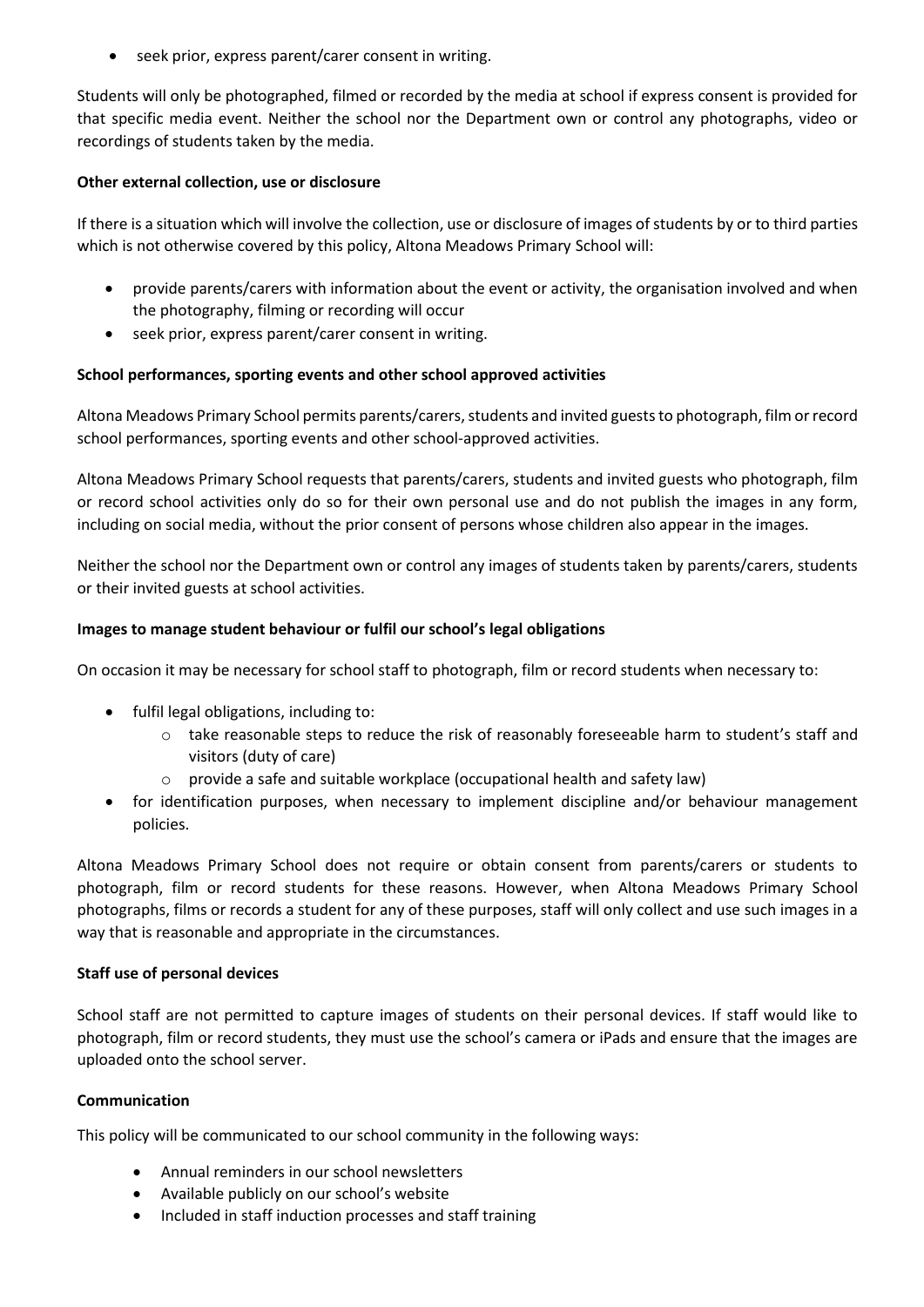- seek prior, express parent/carer consent in writing.

Students will only be photographed, filmed or recorded by the media at school if express consent is provided for that specific media event. Neither the school nor the Department own or control any photographs, video or recordings of students taken by the media.

**Other external collection, use or disclosure**

If there is a situation which will involve the collection, use or disclosure of images of students by or to third parties which is not otherwise covered by this policy, Altona Meadows Primary School will:

- provide parents/carers with information about the event or activity, the organisation involved and when the photography, filming or recording will occur
- seek prior, express parent/carer consent in writing.

**School performances, sporting events and other school approved activities**

Altona Meadows Primary School permits parents/carers, students and invited guests to photograph, film or record school performances, sporting events and other school-approved activities.

Altona Meadows Primary School requests that parents/carers, students and invited guests who photograph, film or record school activities only do so for their own personal use and do not publish the images in any form, including on social media, without the prior consent of persons whose children also appear in the images.

Neither the school nor the Department own or control any images of students taken by parents/carers, students or their invited guests at school activities.

**Images to manage student behaviour or fulfil our school's legal obligations**

On occasion it may be necessary for school staff to photograph, film or record students when necessary to:

- fulfil legal obligations, including to:
  - take reasonable steps to reduce the risk of reasonably foreseeable harm to student's staff and visitors (duty of care)
  - provide a safe and suitable workplace (occupational health and safety law)
- for identification purposes, when necessary to implement discipline and/or behaviour management policies.

Altona Meadows Primary School does not require or obtain consent from parents/carers or students to photograph, film or record students for these reasons. However, when Altona Meadows Primary School photographs, films or records a student for any of these purposes, staff will only collect and use such images in a way that is reasonable and appropriate in the circumstances.

**Staff use of personal devices**

School staff are not permitted to capture images of students on their personal devices. If staff would like to photograph, film or record students, they must use the school's camera or iPads and ensure that the images are uploaded onto the school server.

**Communication**

This policy will be communicated to our school community in the following ways:

- Annual reminders in our school newsletters
- Available publicly on our school's website
- Included in staff induction processes and staff training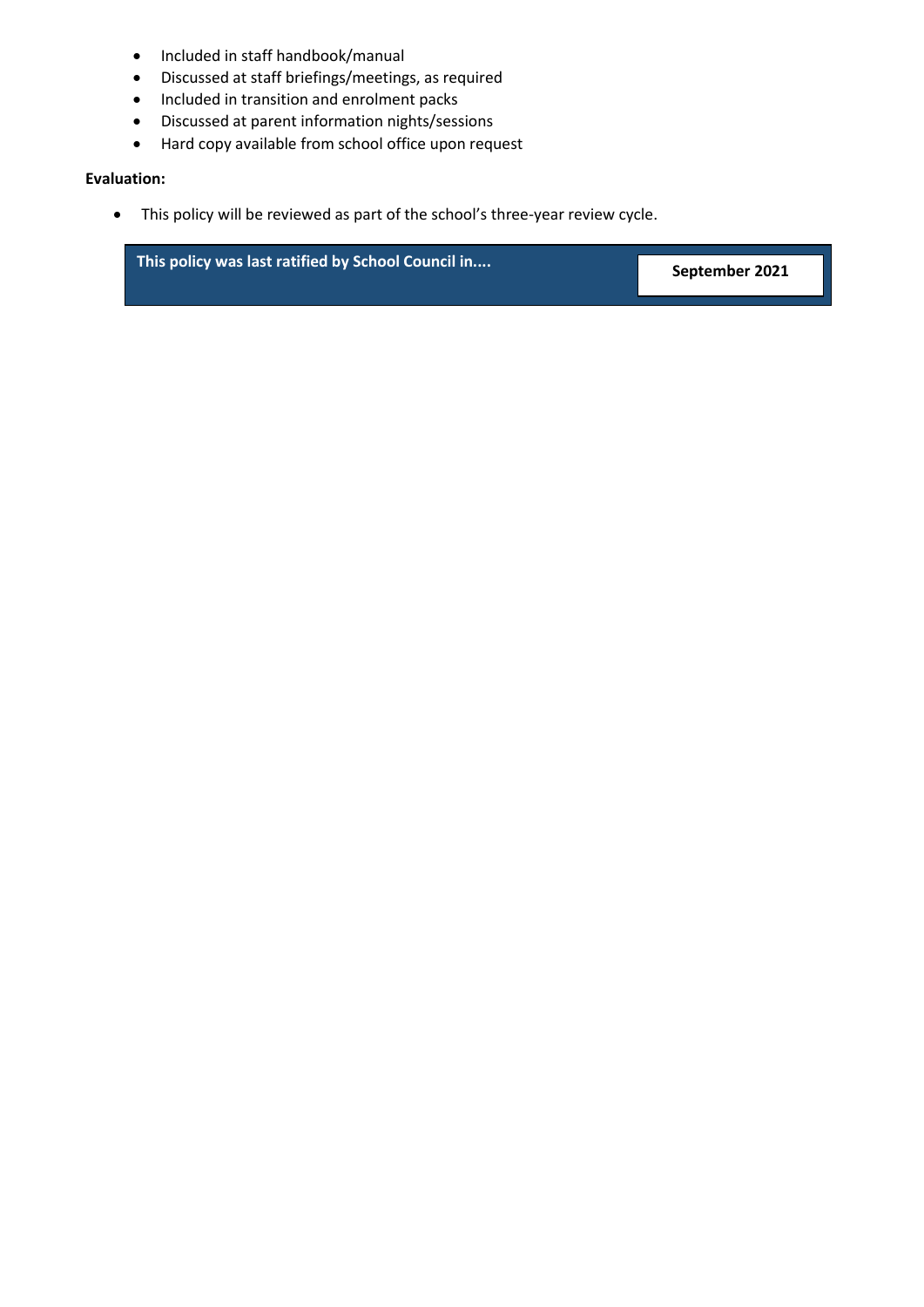- Included in staff handbook/manual
- Discussed at staff briefings/meetings, as required
- Included in transition and enrolment packs
- Discussed at parent information nights/sessions
- Hard copy available from school office upon request

**Evaluation:**

- This policy will be reviewed as part of the school's three-year review cycle.

| | |
|---|---|
| **This policy was last ratified by School Council in....** | **September 2021** |